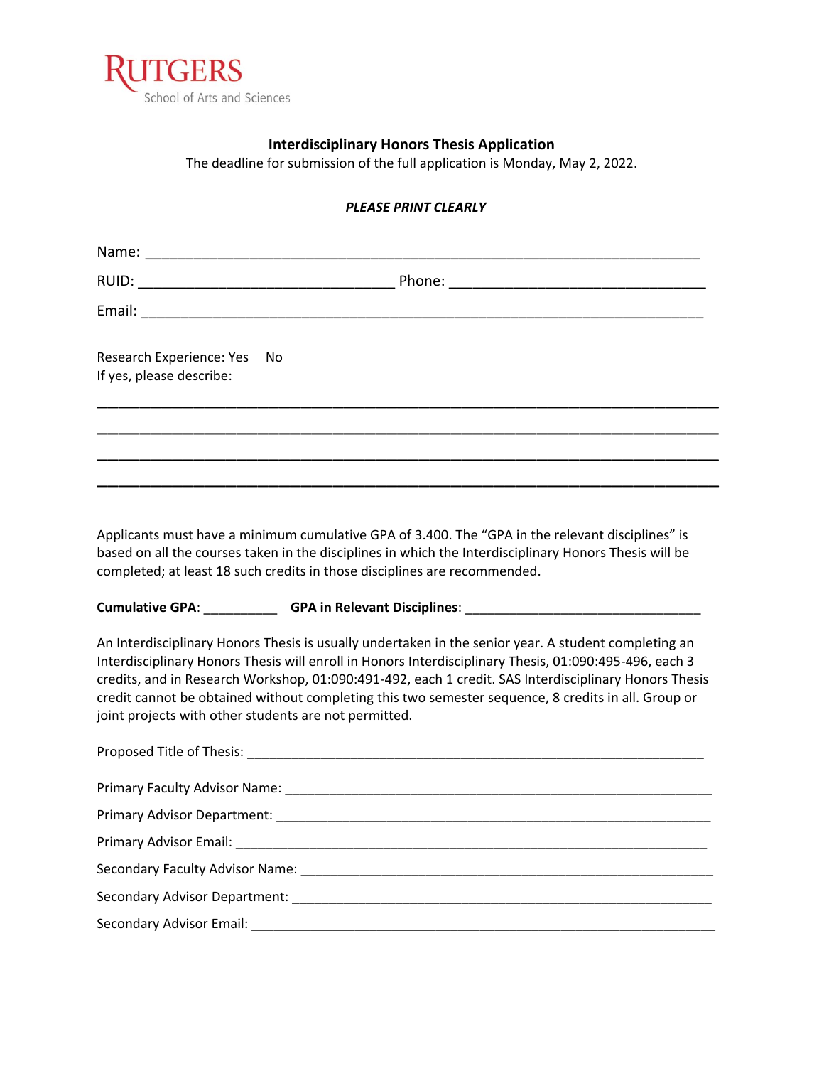RUTGERS
School of Arts and Sciences

**Interdisciplinary Honors Thesis Application**

The deadline for submission of the full application is Monday, May 2, 2022.

***PLEASE PRINT CLEARLY***

Name: ___________________________________________________________________________

RUID: _________________________________ Phone: _________________________________

Email: ___________________________________________________________________________

Research Experience: Yes No

If yes, please describe:

___________________________________________________________________________

___________________________________________________________________________

___________________________________________________________________________

___________________________________________________________________________

Applicants must have a minimum cumulative GPA of 3.400. The “GPA in the relevant disciplines” is based on all the courses taken in the disciplines in which the Interdisciplinary Honors Thesis will be completed; at least 18 such credits in those disciplines are recommended.

**Cumulative GPA**: __________ **GPA in Relevant Disciplines**: _________________________________

An Interdisciplinary Honors Thesis is usually undertaken in the senior year. A student completing an Interdisciplinary Honors Thesis will enroll in Honors Interdisciplinary Thesis, 01:090:495-496, each 3 credits, and in Research Workshop, 01:090:491-492, each 1 credit. SAS Interdisciplinary Honors Thesis credit cannot be obtained without completing this two semester sequence, 8 credits in all. Group or joint projects with other students are not permitted.

Proposed Title of Thesis: _________________________________________________________________

Primary Faculty Advisor Name: _____________________________________________________________

Primary Advisor Department: ______________________________________________________________

Primary Advisor Email: ___________________________________________________________________

Secondary Faculty Advisor Name: ___________________________________________________________

Secondary Advisor Department: ____________________________________________________________

Secondary Advisor Email: _________________________________________________________________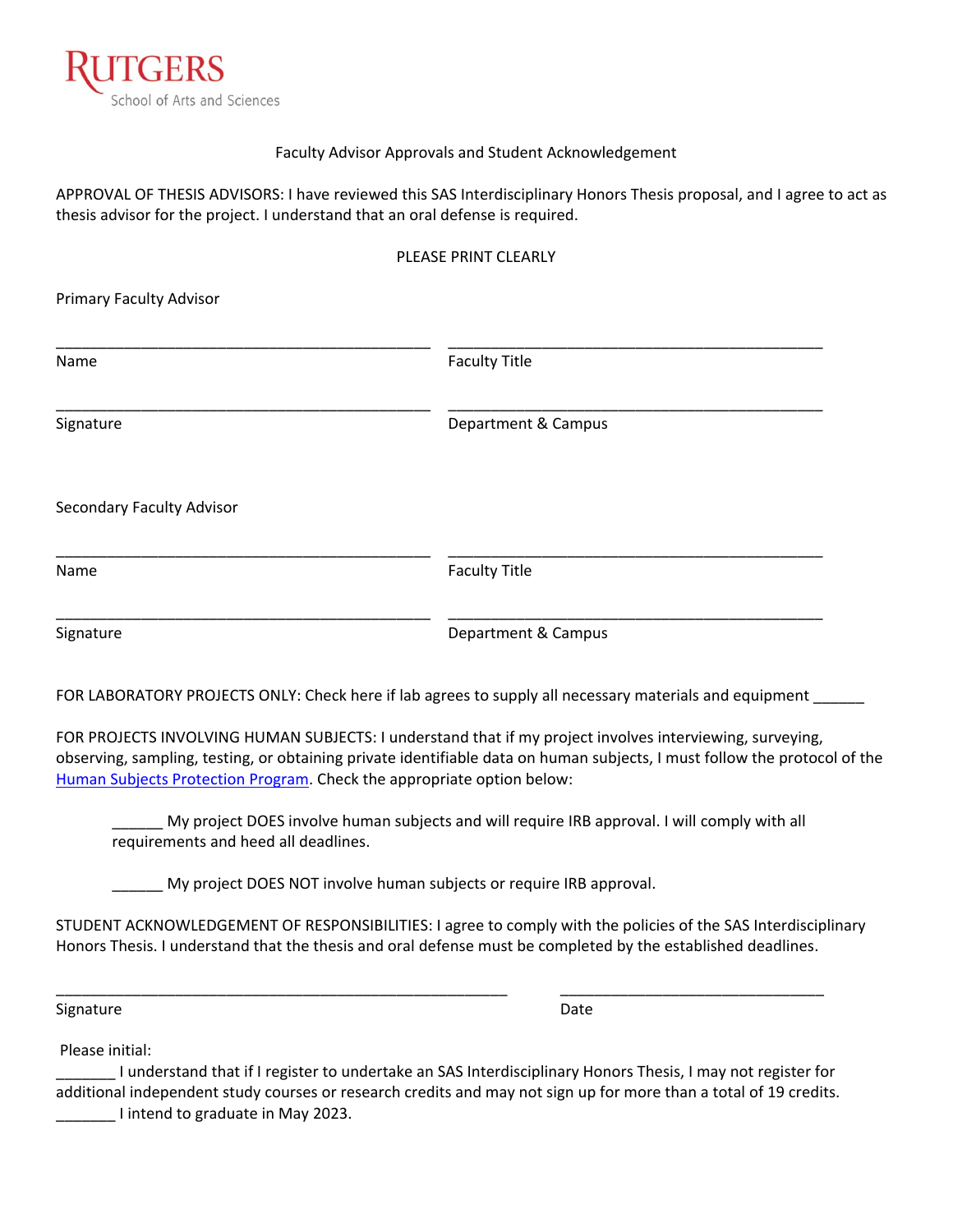RUTGERS
School of Arts and Sciences

Faculty Advisor Approvals and Student Acknowledgement

APPROVAL OF THESIS ADVISORS: I have reviewed this SAS Interdisciplinary Honors Thesis proposal, and I agree to act as thesis advisor for the project. I understand that an oral defense is required.

PLEASE PRINT CLEARLY

Primary Faculty Advisor

_____________________________________________ _____________________________________________
Name Faculty Title

_____________________________________________ _____________________________________________
Signature Department & Campus

Secondary Faculty Advisor

_____________________________________________ _____________________________________________
Name Faculty Title

_____________________________________________ _____________________________________________
Signature Department & Campus

FOR LABORATORY PROJECTS ONLY: Check here if lab agrees to supply all necessary materials and equipment ______

FOR PROJECTS INVOLVING HUMAN SUBJECTS: I understand that if my project involves interviewing, surveying, observing, sampling, testing, or obtaining private identifiable data on human subjects, I must follow the protocol of the Human Subjects Protection Program. Check the appropriate option below:

______ My project DOES involve human subjects and will require IRB approval. I will comply with all requirements and heed all deadlines.

______ My project DOES NOT involve human subjects or require IRB approval.

STUDENT ACKNOWLEDGEMENT OF RESPONSIBILITIES: I agree to comply with the policies of the SAS Interdisciplinary Honors Thesis. I understand that the thesis and oral defense must be completed by the established deadlines.

_____________________________________________________ _______________________________
Signature Date

Please initial:
_______ I understand that if I register to undertake an SAS Interdisciplinary Honors Thesis, I may not register for additional independent study courses or research credits and may not sign up for more than a total of 19 credits.
_______ I intend to graduate in May 2023.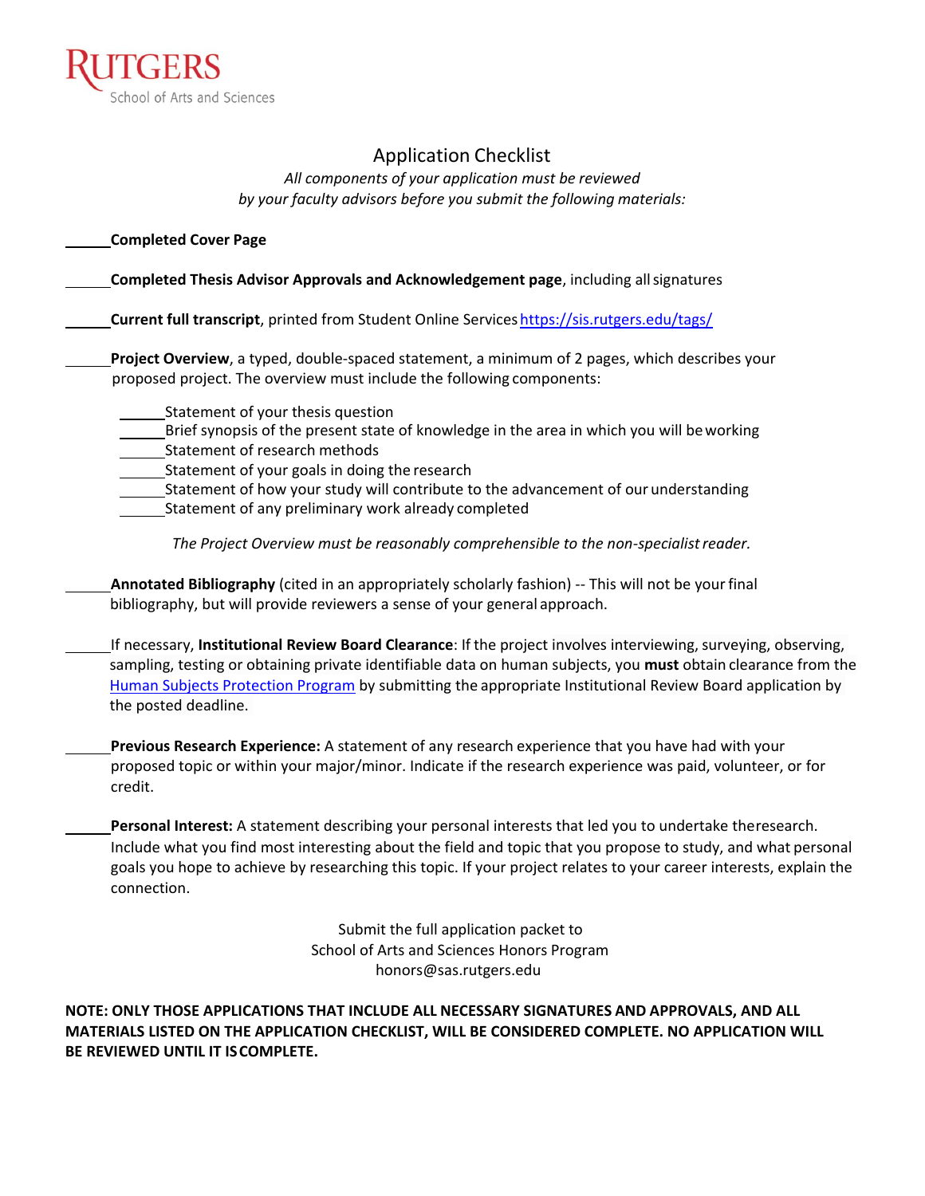Rutgers School of Arts and Sciences

# Application Checklist

*All components of your application must be reviewed*
*by your faculty advisors before you submit the following materials:*

______ **Completed Cover Page**

______ **Completed Thesis Advisor Approvals and Acknowledgement page**, including all signatures

______ **Current full transcript**, printed from Student Online Services https://sis.rutgers.edu/tags/

______ **Project Overview**, a typed, double-spaced statement, a minimum of 2 pages, which describes your proposed project. The overview must include the following components:

- ______ Statement of your thesis question
- ______ Brief synopsis of the present state of knowledge in the area in which you will be working
- ______ Statement of research methods
- ______ Statement of your goals in doing the research
- ______ Statement of how your study will contribute to the advancement of our understanding
- ______ Statement of any preliminary work already completed

*The Project Overview must be reasonably comprehensible to the non-specialist reader.*

______ **Annotated Bibliography** (cited in an appropriately scholarly fashion) -- This will not be your final bibliography, but will provide reviewers a sense of your general approach.

______ If necessary, **Institutional Review Board Clearance**: If the project involves interviewing, surveying, observing, sampling, testing or obtaining private identifiable data on human subjects, you **must** obtain clearance from the Human Subjects Protection Program by submitting the appropriate Institutional Review Board application by the posted deadline.

______ **Previous Research Experience:** A statement of any research experience that you have had with your proposed topic or within your major/minor. Indicate if the research experience was paid, volunteer, or for credit.

______ **Personal Interest:** A statement describing your personal interests that led you to undertake the research. Include what you find most interesting about the field and topic that you propose to study, and what personal goals you hope to achieve by researching this topic. If your project relates to your career interests, explain the connection.

Submit the full application packet to
School of Arts and Sciences Honors Program
honors@sas.rutgers.edu

**NOTE: ONLY THOSE APPLICATIONS THAT INCLUDE ALL NECESSARY SIGNATURES AND APPROVALS, AND ALL MATERIALS LISTED ON THE APPLICATION CHECKLIST, WILL BE CONSIDERED COMPLETE. NO APPLICATION WILL BE REVIEWED UNTIL IT IS COMPLETE.**